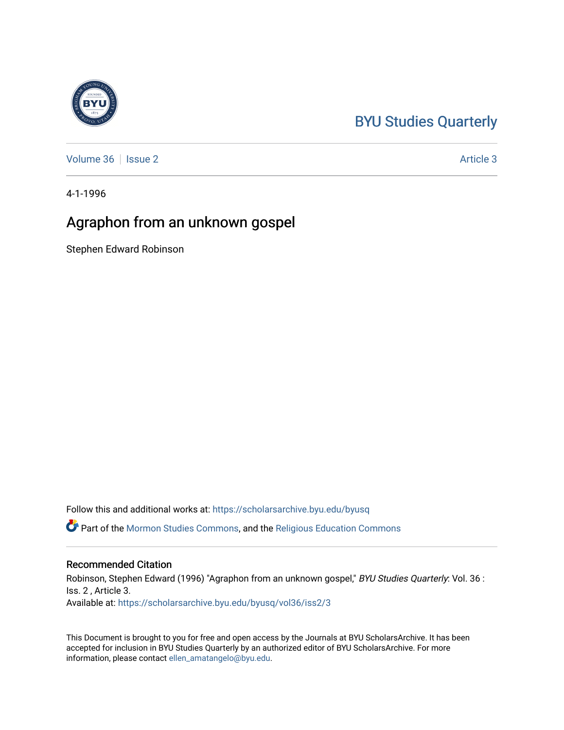BYU Studies Quarterly

Volume 36 | Issue 2 | Article 3

4-1-1996

# Agraphon from an unknown gospel

Stephen Edward Robinson

Follow this and additional works at: https://scholarsarchive.byu.edu/byusq

Part of the Mormon Studies Commons, and the Religious Education Commons

## Recommended Citation

Robinson, Stephen Edward (1996) "Agraphon from an unknown gospel," *BYU Studies Quarterly*: Vol. 36 : Iss. 2 , Article 3.
Available at: https://scholarsarchive.byu.edu/byusq/vol36/iss2/3

This Document is brought to you for free and open access by the Journals at BYU ScholarsArchive. It has been accepted for inclusion in BYU Studies Quarterly by an authorized editor of BYU ScholarsArchive. For more information, please contact ellen_amatangelo@byu.edu.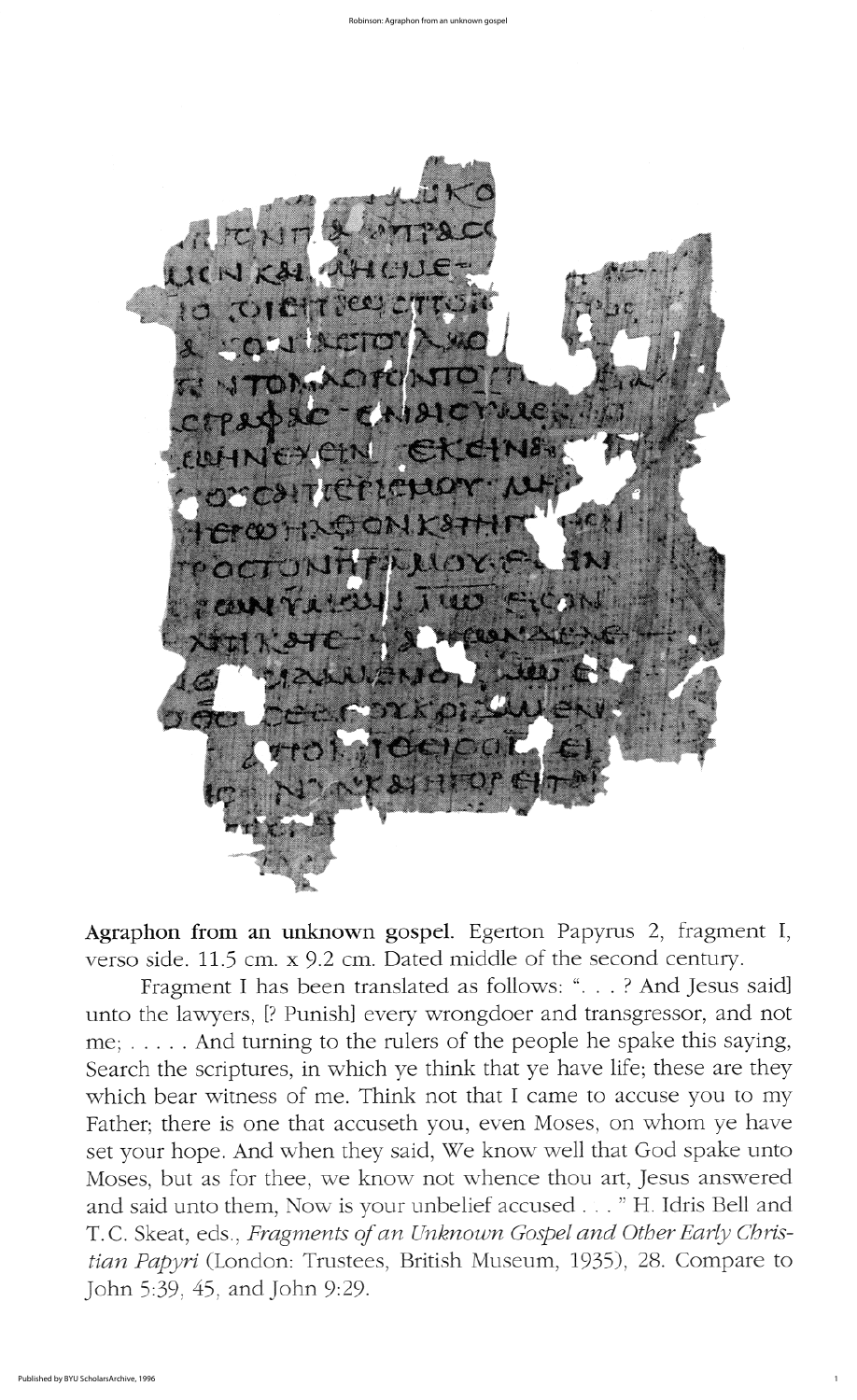**Agraphon from an unknown gospel.** Egerton Papyrus 2, fragment I, verso side. 11.5 cm. x 9.2 cm. Dated middle of the second century.

Fragment I has been translated as follows: ". . . ? And Jesus said] unto the lawyers, [? Punish] every wrongdoer and transgressor, and not me; . . . . . And turning to the rulers of the people he spake this saying, Search the scriptures, in which ye think that ye have life; these are they which bear witness of me. Think not that I came to accuse you to my Father; there is one that accuseth you, even Moses, on whom ye have set your hope. And when they said, We know well that God spake unto Moses, but as for thee, we know not whence thou art, Jesus answered and said unto them, Now is your unbelief accused . . . " H. Idris Bell and T. C. Skeat, eds., *Fragments of an Unknown Gospel and Other Early Christian Papyri* (London: Trustees, British Museum, 1935), 28. Compare to John 5:39, 45, and John 9:29.